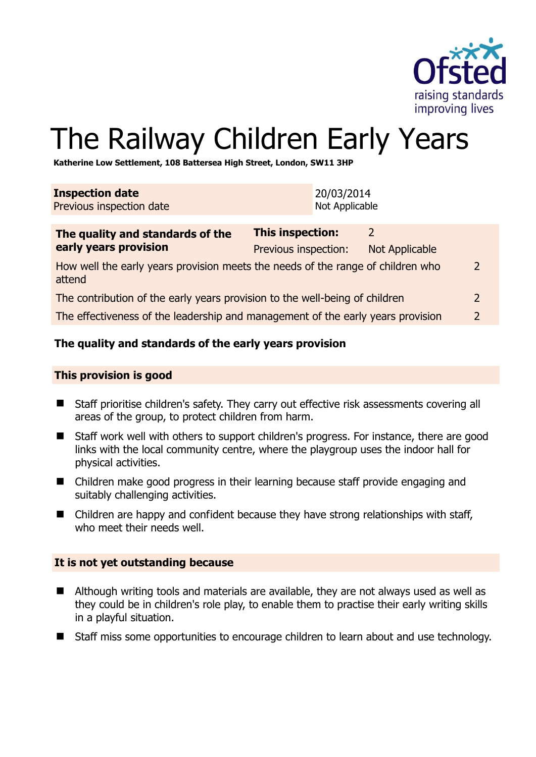Ofsted
raising standards
improving lives

# The Railway Children Early Years

**Katherine Low Settlement, 108 Battersea High Street, London, SW11 3HP**

| **Inspection date** | 20/03/2014 |
|---|---|
| Previous inspection date | Not Applicable |

| **The quality and standards of the early years provision** | **This inspection:** | 2 | |
|---|---|---|---|
| | Previous inspection: | Not Applicable | |
| How well the early years provision meets the needs of the range of children who attend | | | 2 |
| The contribution of the early years provision to the well-being of children | | | 2 |
| The effectiveness of the leadership and management of the early years provision | | | 2 |

## The quality and standards of the early years provision

### This provision is good

- Staff prioritise children's safety. They carry out effective risk assessments covering all areas of the group, to protect children from harm.
- Staff work well with others to support children's progress. For instance, there are good links with the local community centre, where the playgroup uses the indoor hall for physical activities.
- Children make good progress in their learning because staff provide engaging and suitably challenging activities.
- Children are happy and confident because they have strong relationships with staff, who meet their needs well.

### It is not yet outstanding because

- Although writing tools and materials are available, they are not always used as well as they could be in children's role play, to enable them to practise their early writing skills in a playful situation.
- Staff miss some opportunities to encourage children to learn about and use technology.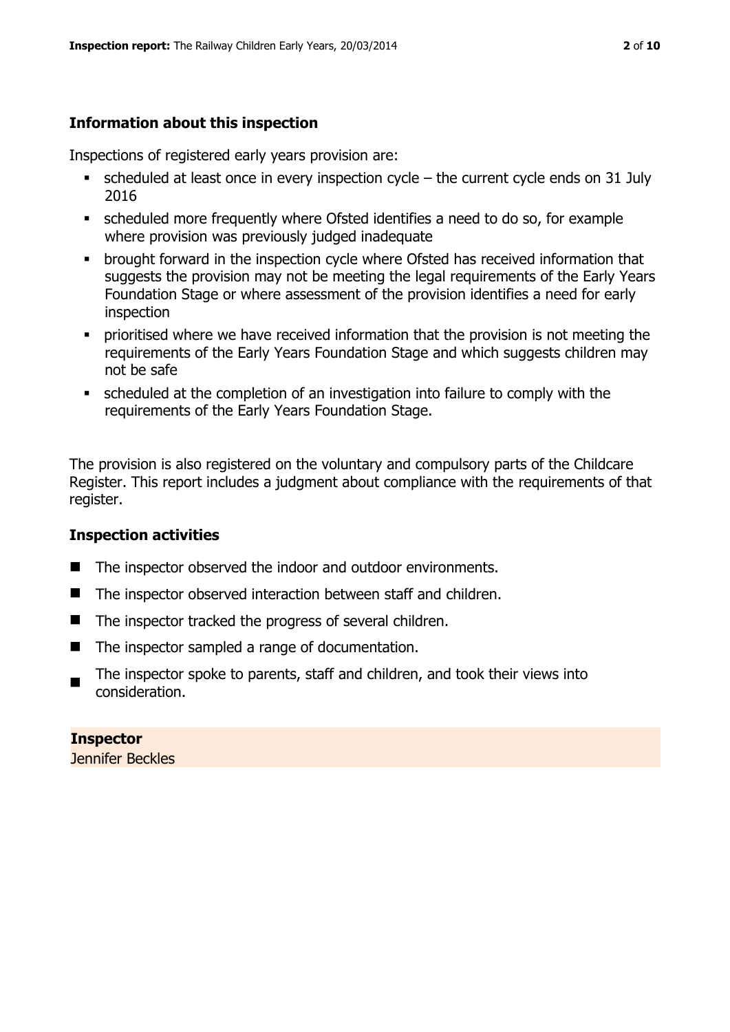### Information about this inspection

Inspections of registered early years provision are:

- scheduled at least once in every inspection cycle – the current cycle ends on 31 July 2016
- scheduled more frequently where Ofsted identifies a need to do so, for example where provision was previously judged inadequate
- brought forward in the inspection cycle where Ofsted has received information that suggests the provision may not be meeting the legal requirements of the Early Years Foundation Stage or where assessment of the provision identifies a need for early inspection
- prioritised where we have received information that the provision is not meeting the requirements of the Early Years Foundation Stage and which suggests children may not be safe
- scheduled at the completion of an investigation into failure to comply with the requirements of the Early Years Foundation Stage.

The provision is also registered on the voluntary and compulsory parts of the Childcare Register. This report includes a judgment about compliance with the requirements of that register.

### Inspection activities

- The inspector observed the indoor and outdoor environments.
- The inspector observed interaction between staff and children.
- The inspector tracked the progress of several children.
- The inspector sampled a range of documentation.
- The inspector spoke to parents, staff and children, and took their views into consideration.

**Inspector**
Jennifer Beckles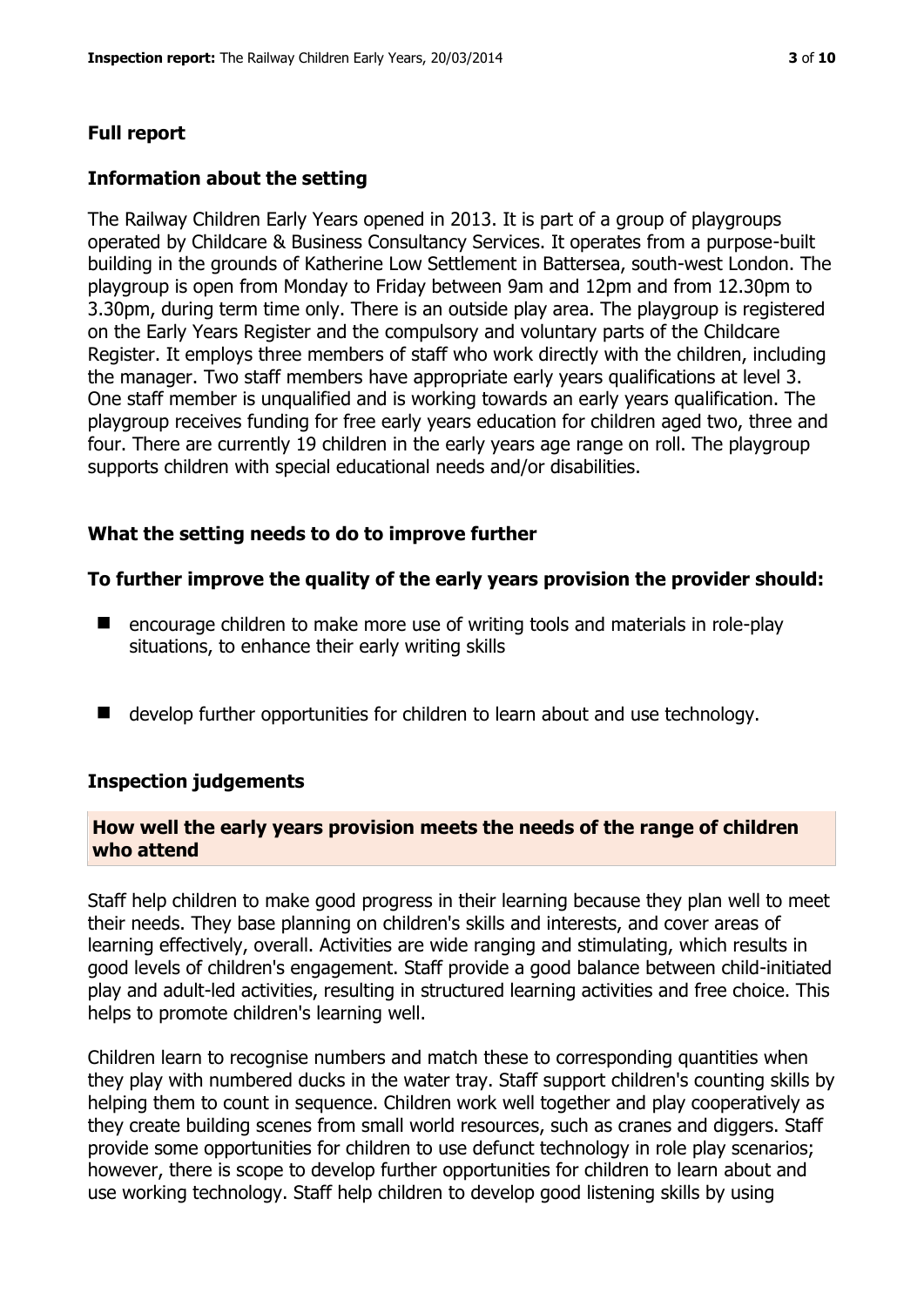## Full report

### Information about the setting

The Railway Children Early Years opened in 2013. It is part of a group of playgroups operated by Childcare & Business Consultancy Services. It operates from a purpose-built building in the grounds of Katherine Low Settlement in Battersea, south-west London. The playgroup is open from Monday to Friday between 9am and 12pm and from 12.30pm to 3.30pm, during term time only. There is an outside play area. The playgroup is registered on the Early Years Register and the compulsory and voluntary parts of the Childcare Register. It employs three members of staff who work directly with the children, including the manager. Two staff members have appropriate early years qualifications at level 3. One staff member is unqualified and is working towards an early years qualification. The playgroup receives funding for free early years education for children aged two, three and four. There are currently 19 children in the early years age range on roll. The playgroup supports children with special educational needs and/or disabilities.

### What the setting needs to do to improve further

**To further improve the quality of the early years provision the provider should:**

- encourage children to make more use of writing tools and materials in role-play situations, to enhance their early writing skills
- develop further opportunities for children to learn about and use technology.

### Inspection judgements

**How well the early years provision meets the needs of the range of children who attend**

Staff help children to make good progress in their learning because they plan well to meet their needs. They base planning on children's skills and interests, and cover areas of learning effectively, overall. Activities are wide ranging and stimulating, which results in good levels of children's engagement. Staff provide a good balance between child-initiated play and adult-led activities, resulting in structured learning activities and free choice. This helps to promote children's learning well.

Children learn to recognise numbers and match these to corresponding quantities when they play with numbered ducks in the water tray. Staff support children's counting skills by helping them to count in sequence. Children work well together and play cooperatively as they create building scenes from small world resources, such as cranes and diggers. Staff provide some opportunities for children to use defunct technology in role play scenarios; however, there is scope to develop further opportunities for children to learn about and use working technology. Staff help children to develop good listening skills by using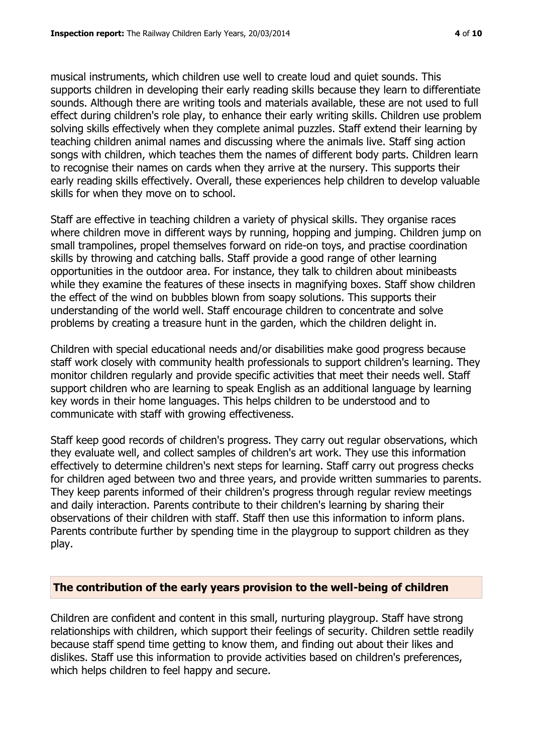musical instruments, which children use well to create loud and quiet sounds. This supports children in developing their early reading skills because they learn to differentiate sounds. Although there are writing tools and materials available, these are not used to full effect during children's role play, to enhance their early writing skills. Children use problem solving skills effectively when they complete animal puzzles. Staff extend their learning by teaching children animal names and discussing where the animals live. Staff sing action songs with children, which teaches them the names of different body parts. Children learn to recognise their names on cards when they arrive at the nursery. This supports their early reading skills effectively. Overall, these experiences help children to develop valuable skills for when they move on to school.

Staff are effective in teaching children a variety of physical skills. They organise races where children move in different ways by running, hopping and jumping. Children jump on small trampolines, propel themselves forward on ride-on toys, and practise coordination skills by throwing and catching balls. Staff provide a good range of other learning opportunities in the outdoor area. For instance, they talk to children about minibeasts while they examine the features of these insects in magnifying boxes. Staff show children the effect of the wind on bubbles blown from soapy solutions. This supports their understanding of the world well. Staff encourage children to concentrate and solve problems by creating a treasure hunt in the garden, which the children delight in.

Children with special educational needs and/or disabilities make good progress because staff work closely with community health professionals to support children's learning. They monitor children regularly and provide specific activities that meet their needs well. Staff support children who are learning to speak English as an additional language by learning key words in their home languages. This helps children to be understood and to communicate with staff with growing effectiveness.

Staff keep good records of children's progress. They carry out regular observations, which they evaluate well, and collect samples of children's art work. They use this information effectively to determine children's next steps for learning. Staff carry out progress checks for children aged between two and three years, and provide written summaries to parents. They keep parents informed of their children's progress through regular review meetings and daily interaction. Parents contribute to their children's learning by sharing their observations of their children with staff. Staff then use this information to inform plans. Parents contribute further by spending time in the playgroup to support children as they play.

## The contribution of the early years provision to the well-being of children

Children are confident and content in this small, nurturing playgroup. Staff have strong relationships with children, which support their feelings of security. Children settle readily because staff spend time getting to know them, and finding out about their likes and dislikes. Staff use this information to provide activities based on children's preferences, which helps children to feel happy and secure.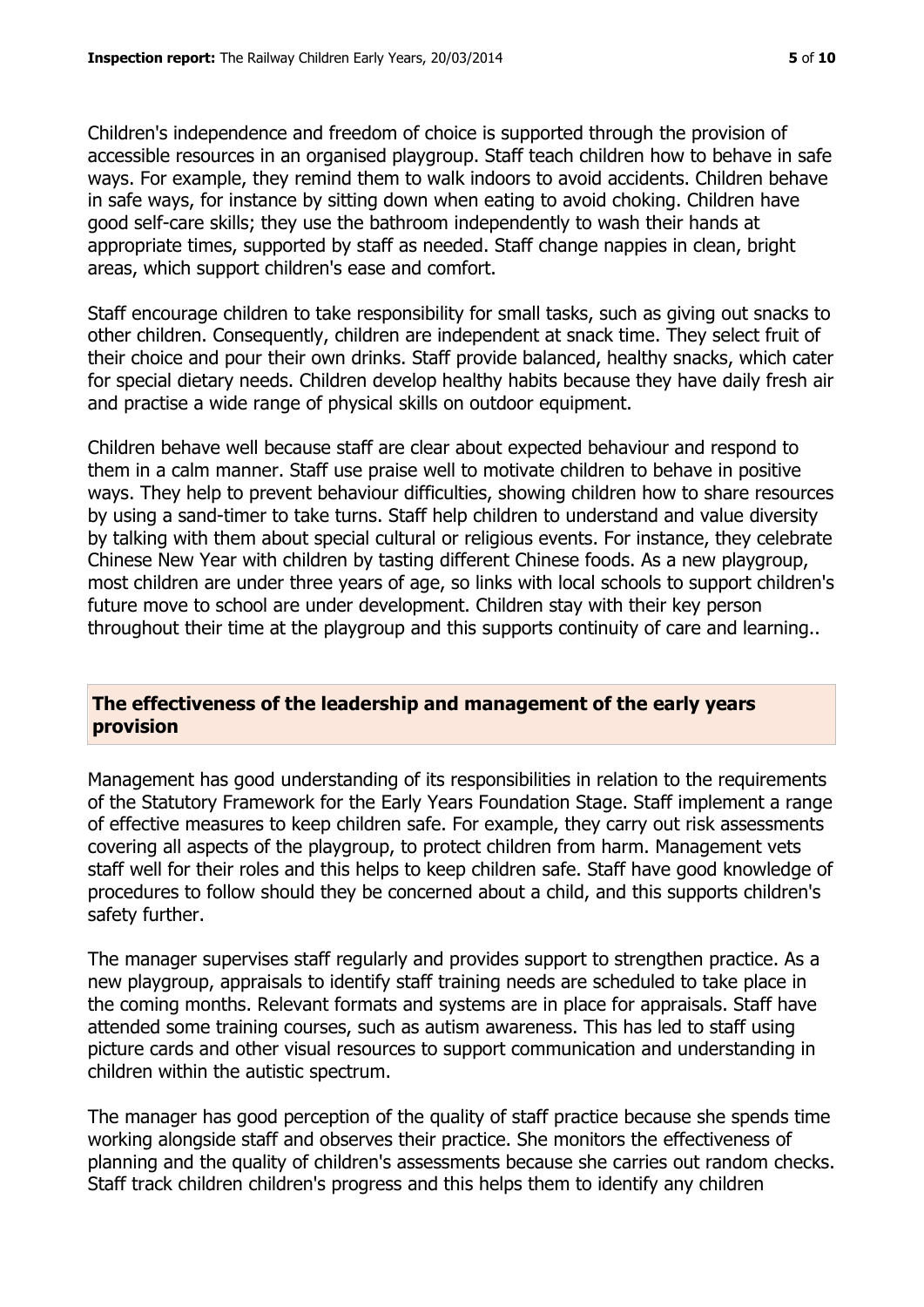Children's independence and freedom of choice is supported through the provision of accessible resources in an organised playgroup. Staff teach children how to behave in safe ways. For example, they remind them to walk indoors to avoid accidents. Children behave in safe ways, for instance by sitting down when eating to avoid choking. Children have good self-care skills; they use the bathroom independently to wash their hands at appropriate times, supported by staff as needed. Staff change nappies in clean, bright areas, which support children's ease and comfort.

Staff encourage children to take responsibility for small tasks, such as giving out snacks to other children. Consequently, children are independent at snack time. They select fruit of their choice and pour their own drinks. Staff provide balanced, healthy snacks, which cater for special dietary needs. Children develop healthy habits because they have daily fresh air and practise a wide range of physical skills on outdoor equipment.

Children behave well because staff are clear about expected behaviour and respond to them in a calm manner. Staff use praise well to motivate children to behave in positive ways. They help to prevent behaviour difficulties, showing children how to share resources by using a sand-timer to take turns. Staff help children to understand and value diversity by talking with them about special cultural or religious events. For instance, they celebrate Chinese New Year with children by tasting different Chinese foods. As a new playgroup, most children are under three years of age, so links with local schools to support children's future move to school are under development. Children stay with their key person throughout their time at the playgroup and this supports continuity of care and learning..

## The effectiveness of the leadership and management of the early years provision

Management has good understanding of its responsibilities in relation to the requirements of the Statutory Framework for the Early Years Foundation Stage. Staff implement a range of effective measures to keep children safe. For example, they carry out risk assessments covering all aspects of the playgroup, to protect children from harm. Management vets staff well for their roles and this helps to keep children safe. Staff have good knowledge of procedures to follow should they be concerned about a child, and this supports children's safety further.

The manager supervises staff regularly and provides support to strengthen practice. As a new playgroup, appraisals to identify staff training needs are scheduled to take place in the coming months. Relevant formats and systems are in place for appraisals. Staff have attended some training courses, such as autism awareness. This has led to staff using picture cards and other visual resources to support communication and understanding in children within the autistic spectrum.

The manager has good perception of the quality of staff practice because she spends time working alongside staff and observes their practice. She monitors the effectiveness of planning and the quality of children's assessments because she carries out random checks. Staff track children children's progress and this helps them to identify any children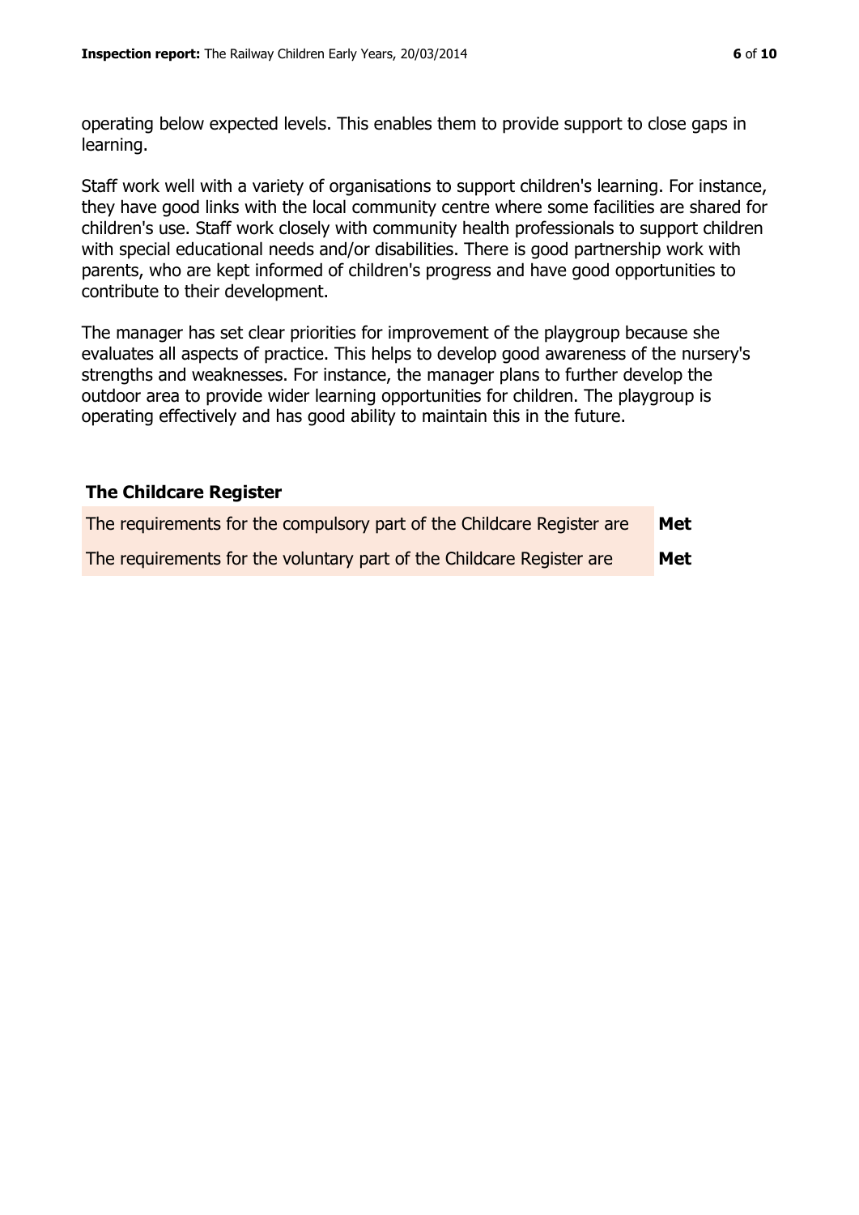operating below expected levels. This enables them to provide support to close gaps in learning.

Staff work well with a variety of organisations to support children's learning. For instance, they have good links with the local community centre where some facilities are shared for children's use. Staff work closely with community health professionals to support children with special educational needs and/or disabilities. There is good partnership work with parents, who are kept informed of children's progress and have good opportunities to contribute to their development.

The manager has set clear priorities for improvement of the playgroup because she evaluates all aspects of practice. This helps to develop good awareness of the nursery's strengths and weaknesses. For instance, the manager plans to further develop the outdoor area to provide wider learning opportunities for children. The playgroup is operating effectively and has good ability to maintain this in the future.

## The Childcare Register

| | |
|---|---|
| The requirements for the compulsory part of the Childcare Register are | **Met** |
| The requirements for the voluntary part of the Childcare Register are | **Met** |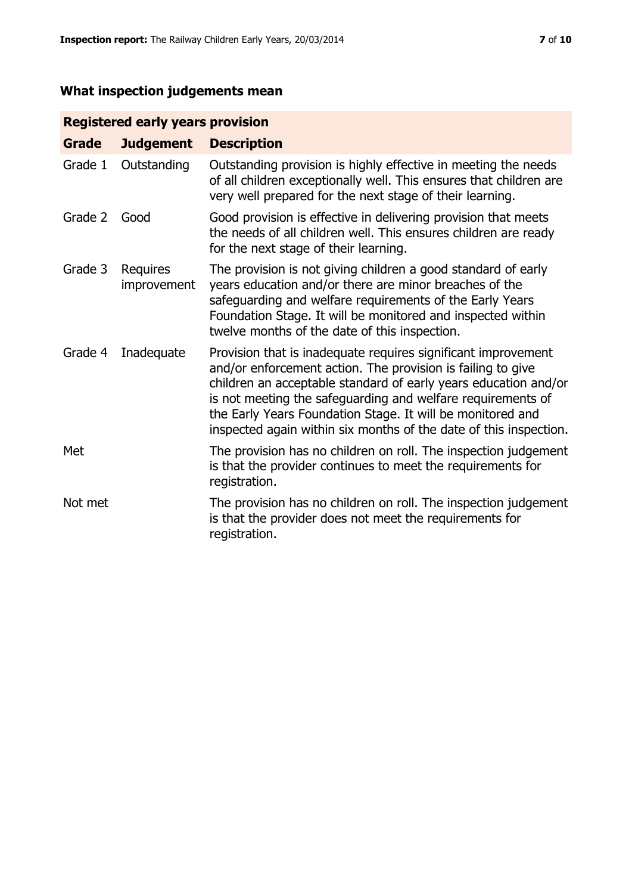## What inspection judgements mean

| Registered early years provision | | |
|---|---|---|
| **Grade** | **Judgement** | **Description** |
| Grade 1 | Outstanding | Outstanding provision is highly effective in meeting the needs of all children exceptionally well. This ensures that children are very well prepared for the next stage of their learning. |
| Grade 2 | Good | Good provision is effective in delivering provision that meets the needs of all children well. This ensures children are ready for the next stage of their learning. |
| Grade 3 | Requires improvement | The provision is not giving children a good standard of early years education and/or there are minor breaches of the safeguarding and welfare requirements of the Early Years Foundation Stage. It will be monitored and inspected within twelve months of the date of this inspection. |
| Grade 4 | Inadequate | Provision that is inadequate requires significant improvement and/or enforcement action. The provision is failing to give children an acceptable standard of early years education and/or is not meeting the safeguarding and welfare requirements of the Early Years Foundation Stage. It will be monitored and inspected again within six months of the date of this inspection. |
| Met | | The provision has no children on roll. The inspection judgement is that the provider continues to meet the requirements for registration. |
| Not met | | The provision has no children on roll. The inspection judgement is that the provider does not meet the requirements for registration. |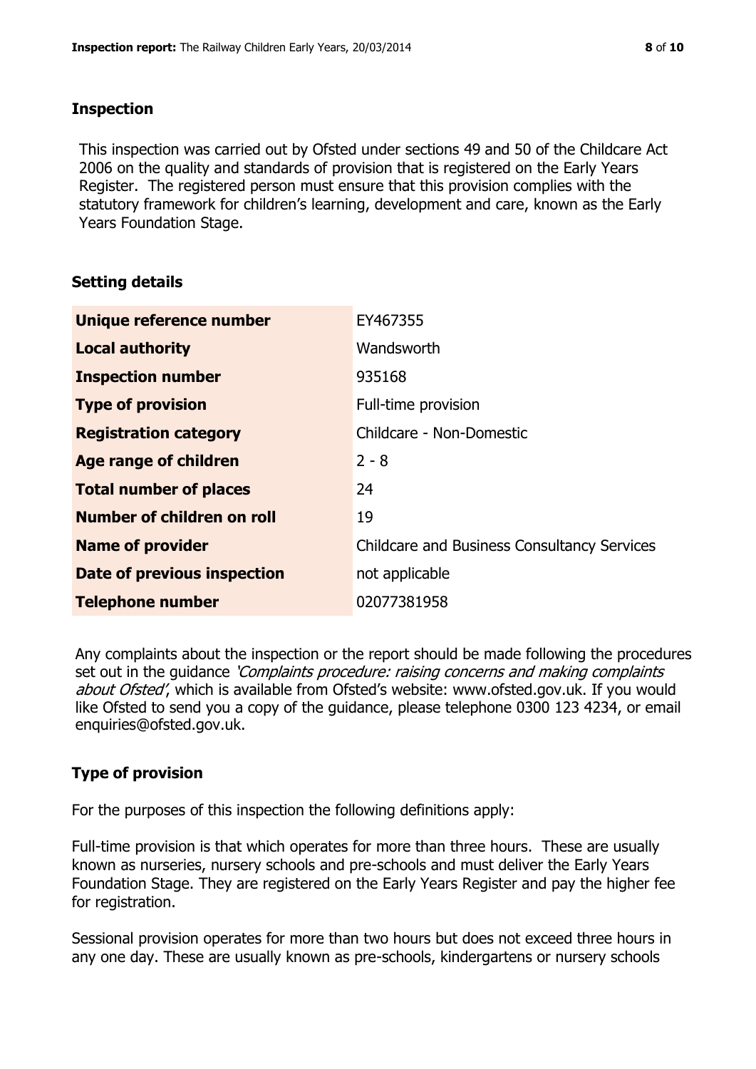## Inspection

This inspection was carried out by Ofsted under sections 49 and 50 of the Childcare Act 2006 on the quality and standards of provision that is registered on the Early Years Register. The registered person must ensure that this provision complies with the statutory framework for children's learning, development and care, known as the Early Years Foundation Stage.

## Setting details

| | |
|---|---|
| **Unique reference number** | EY467355 |
| **Local authority** | Wandsworth |
| **Inspection number** | 935168 |
| **Type of provision** | Full-time provision |
| **Registration category** | Childcare - Non-Domestic |
| **Age range of children** | 2 - 8 |
| **Total number of places** | 24 |
| **Number of children on roll** | 19 |
| **Name of provider** | Childcare and Business Consultancy Services |
| **Date of previous inspection** | not applicable |
| **Telephone number** | 02077381958 |

Any complaints about the inspection or the report should be made following the procedures set out in the guidance *'Complaints procedure: raising concerns and making complaints about Ofsted'*, which is available from Ofsted's website: www.ofsted.gov.uk. If you would like Ofsted to send you a copy of the guidance, please telephone 0300 123 4234, or email enquiries@ofsted.gov.uk.

## Type of provision

For the purposes of this inspection the following definitions apply:

Full-time provision is that which operates for more than three hours. These are usually known as nurseries, nursery schools and pre-schools and must deliver the Early Years Foundation Stage. They are registered on the Early Years Register and pay the higher fee for registration.

Sessional provision operates for more than two hours but does not exceed three hours in any one day. These are usually known as pre-schools, kindergartens or nursery schools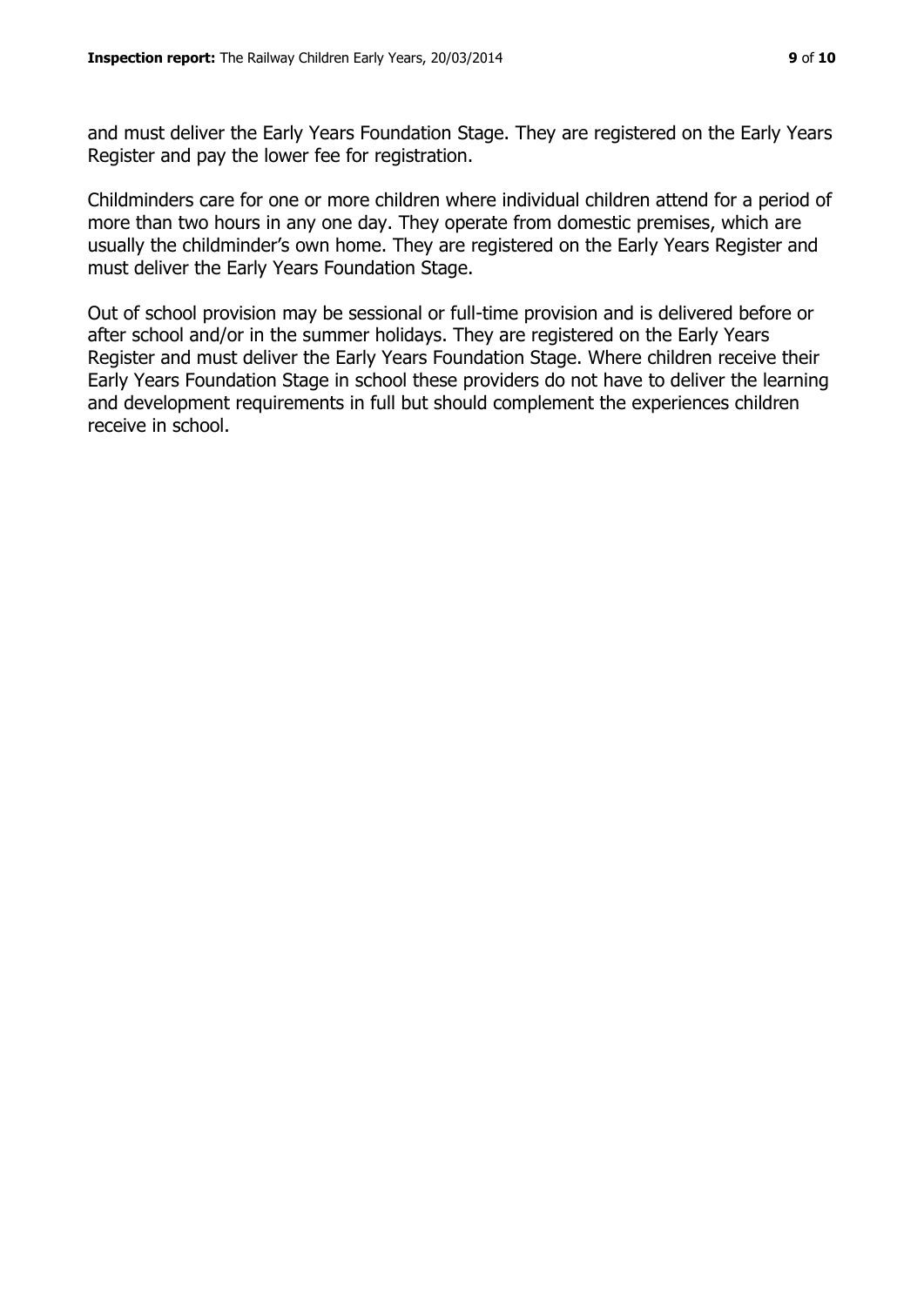and must deliver the Early Years Foundation Stage. They are registered on the Early Years Register and pay the lower fee for registration.

Childminders care for one or more children where individual children attend for a period of more than two hours in any one day. They operate from domestic premises, which are usually the childminder's own home. They are registered on the Early Years Register and must deliver the Early Years Foundation Stage.

Out of school provision may be sessional or full-time provision and is delivered before or after school and/or in the summer holidays. They are registered on the Early Years Register and must deliver the Early Years Foundation Stage. Where children receive their Early Years Foundation Stage in school these providers do not have to deliver the learning and development requirements in full but should complement the experiences children receive in school.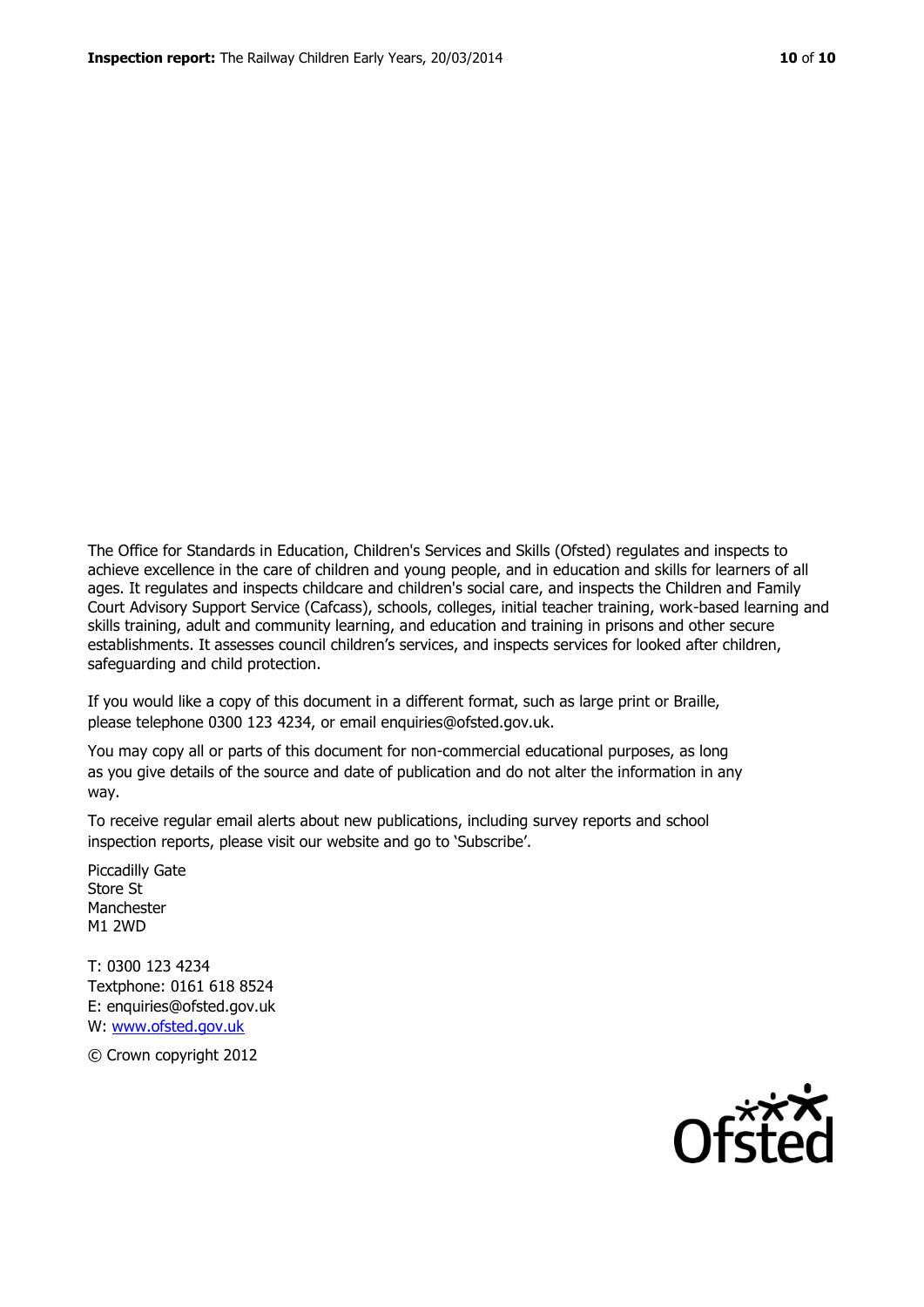The Office for Standards in Education, Children's Services and Skills (Ofsted) regulates and inspects to achieve excellence in the care of children and young people, and in education and skills for learners of all ages. It regulates and inspects childcare and children's social care, and inspects the Children and Family Court Advisory Support Service (Cafcass), schools, colleges, initial teacher training, work-based learning and skills training, adult and community learning, and education and training in prisons and other secure establishments. It assesses council children's services, and inspects services for looked after children, safeguarding and child protection.

If you would like a copy of this document in a different format, such as large print or Braille, please telephone 0300 123 4234, or email enquiries@ofsted.gov.uk.

You may copy all or parts of this document for non-commercial educational purposes, as long as you give details of the source and date of publication and do not alter the information in any way.

To receive regular email alerts about new publications, including survey reports and school inspection reports, please visit our website and go to 'Subscribe'.

Piccadilly Gate
Store St
Manchester
M1 2WD

T: 0300 123 4234
Textphone: 0161 618 8524
E: enquiries@ofsted.gov.uk
W: www.ofsted.gov.uk

© Crown copyright 2012